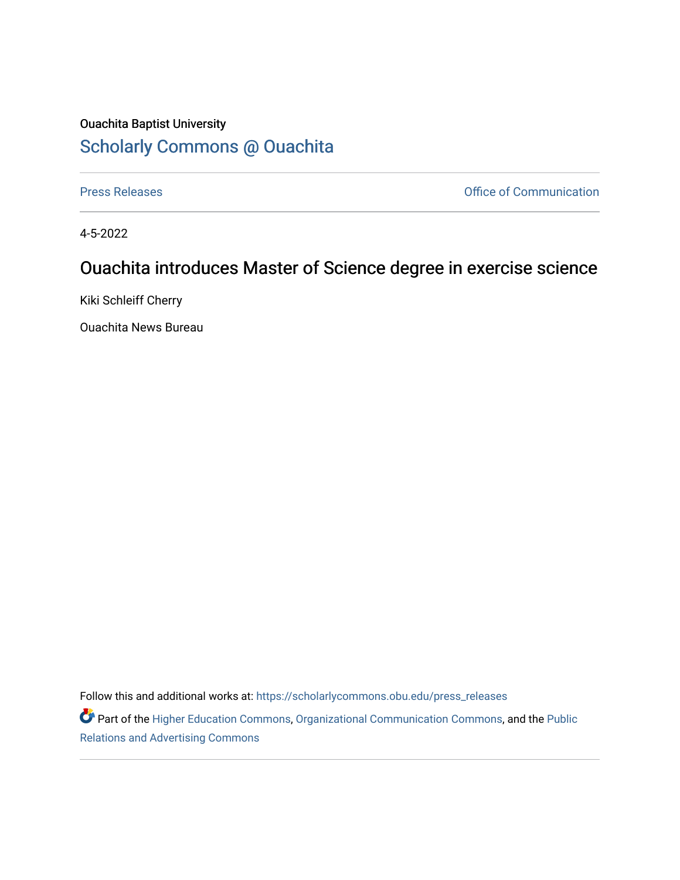Ouachita Baptist University

## Scholarly Commons @ Ouachita

Press Releases

Office of Communication

4-5-2022

# Ouachita introduces Master of Science degree in exercise science

Kiki Schleiff Cherry

Ouachita News Bureau

Follow this and additional works at: https://scholarlycommons.obu.edu/press_releases

Part of the Higher Education Commons, Organizational Communication Commons, and the Public Relations and Advertising Commons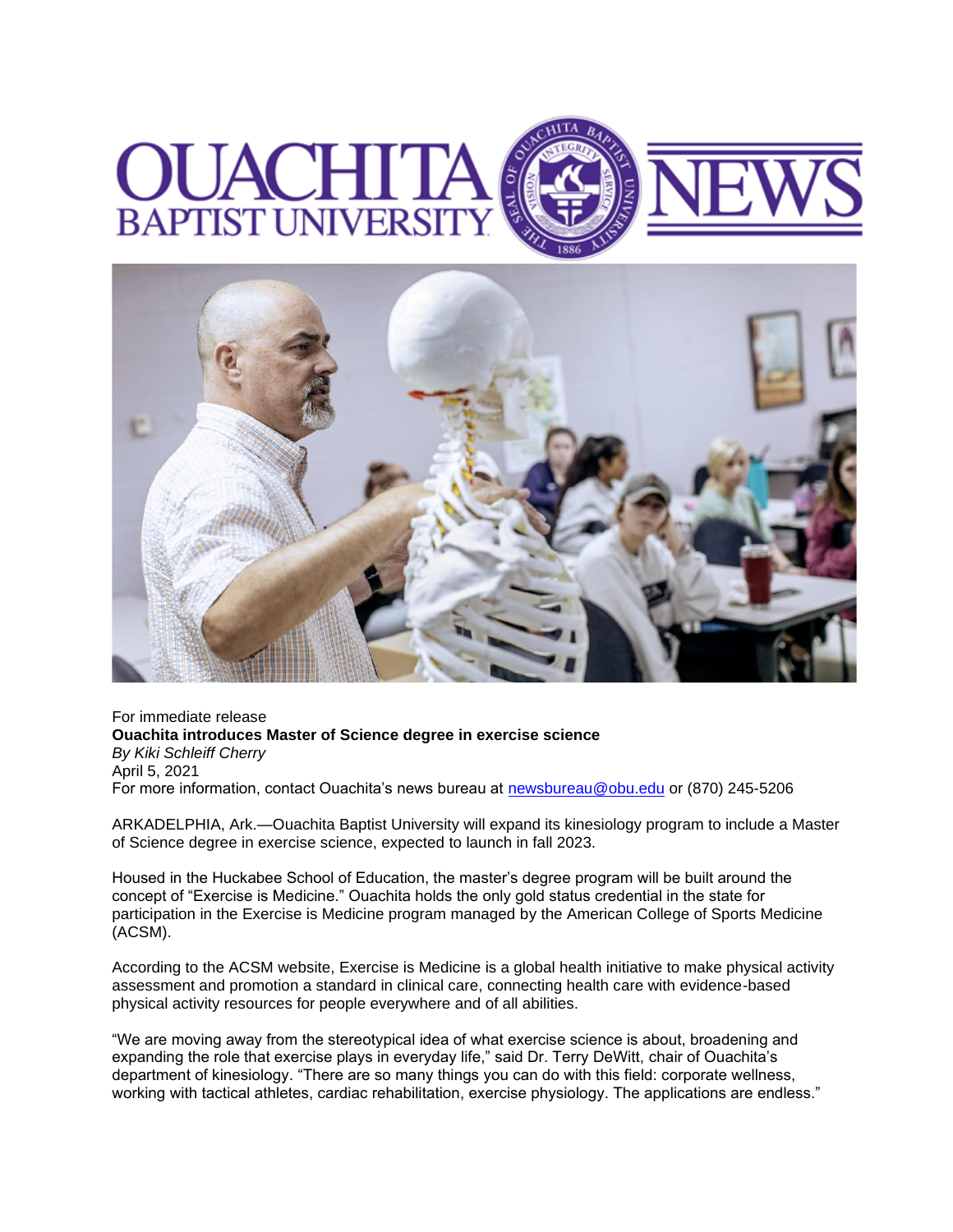For immediate release

**Ouachita introduces Master of Science degree in exercise science**

*By Kiki Schleiff Cherry*

April 5, 2021

For more information, contact Ouachita's news bureau at newsbureau@obu.edu or (870) 245-5206

ARKADELPHIA, Ark.—Ouachita Baptist University will expand its kinesiology program to include a Master of Science degree in exercise science, expected to launch in fall 2023.

Housed in the Huckabee School of Education, the master's degree program will be built around the concept of "Exercise is Medicine." Ouachita holds the only gold status credential in the state for participation in the Exercise is Medicine program managed by the American College of Sports Medicine (ACSM).

According to the ACSM website, Exercise is Medicine is a global health initiative to make physical activity assessment and promotion a standard in clinical care, connecting health care with evidence-based physical activity resources for people everywhere and of all abilities.

"We are moving away from the stereotypical idea of what exercise science is about, broadening and expanding the role that exercise plays in everyday life," said Dr. Terry DeWitt, chair of Ouachita's department of kinesiology. "There are so many things you can do with this field: corporate wellness, working with tactical athletes, cardiac rehabilitation, exercise physiology. The applications are endless."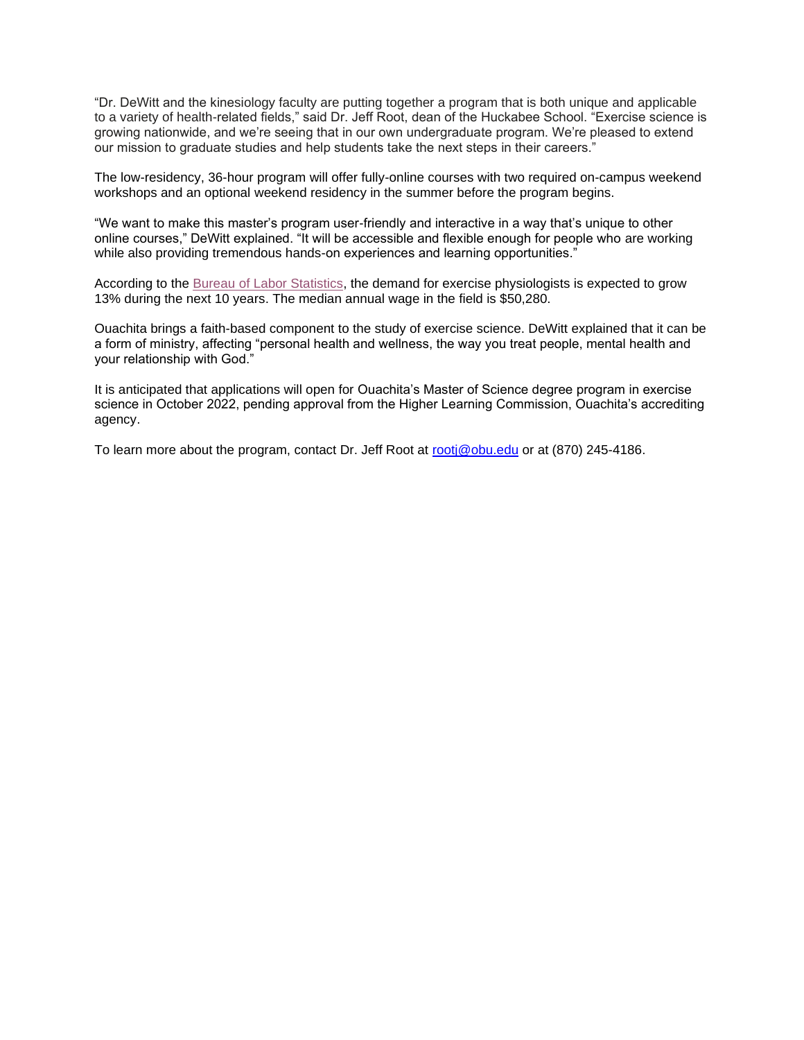“Dr. DeWitt and the kinesiology faculty are putting together a program that is both unique and applicable to a variety of health-related fields,” said Dr. Jeff Root, dean of the Huckabee School. “Exercise science is growing nationwide, and we’re seeing that in our own undergraduate program. We’re pleased to extend our mission to graduate studies and help students take the next steps in their careers.”

The low-residency, 36-hour program will offer fully-online courses with two required on-campus weekend workshops and an optional weekend residency in the summer before the program begins.

“We want to make this master’s program user-friendly and interactive in a way that’s unique to other online courses,” DeWitt explained. “It will be accessible and flexible enough for people who are working while also providing tremendous hands-on experiences and learning opportunities.”

According to the Bureau of Labor Statistics, the demand for exercise physiologists is expected to grow 13% during the next 10 years. The median annual wage in the field is $50,280.

Ouachita brings a faith-based component to the study of exercise science. DeWitt explained that it can be a form of ministry, affecting “personal health and wellness, the way you treat people, mental health and your relationship with God.”

It is anticipated that applications will open for Ouachita’s Master of Science degree program in exercise science in October 2022, pending approval from the Higher Learning Commission, Ouachita’s accrediting agency.

To learn more about the program, contact Dr. Jeff Root at rootj@obu.edu or at (870) 245-4186.